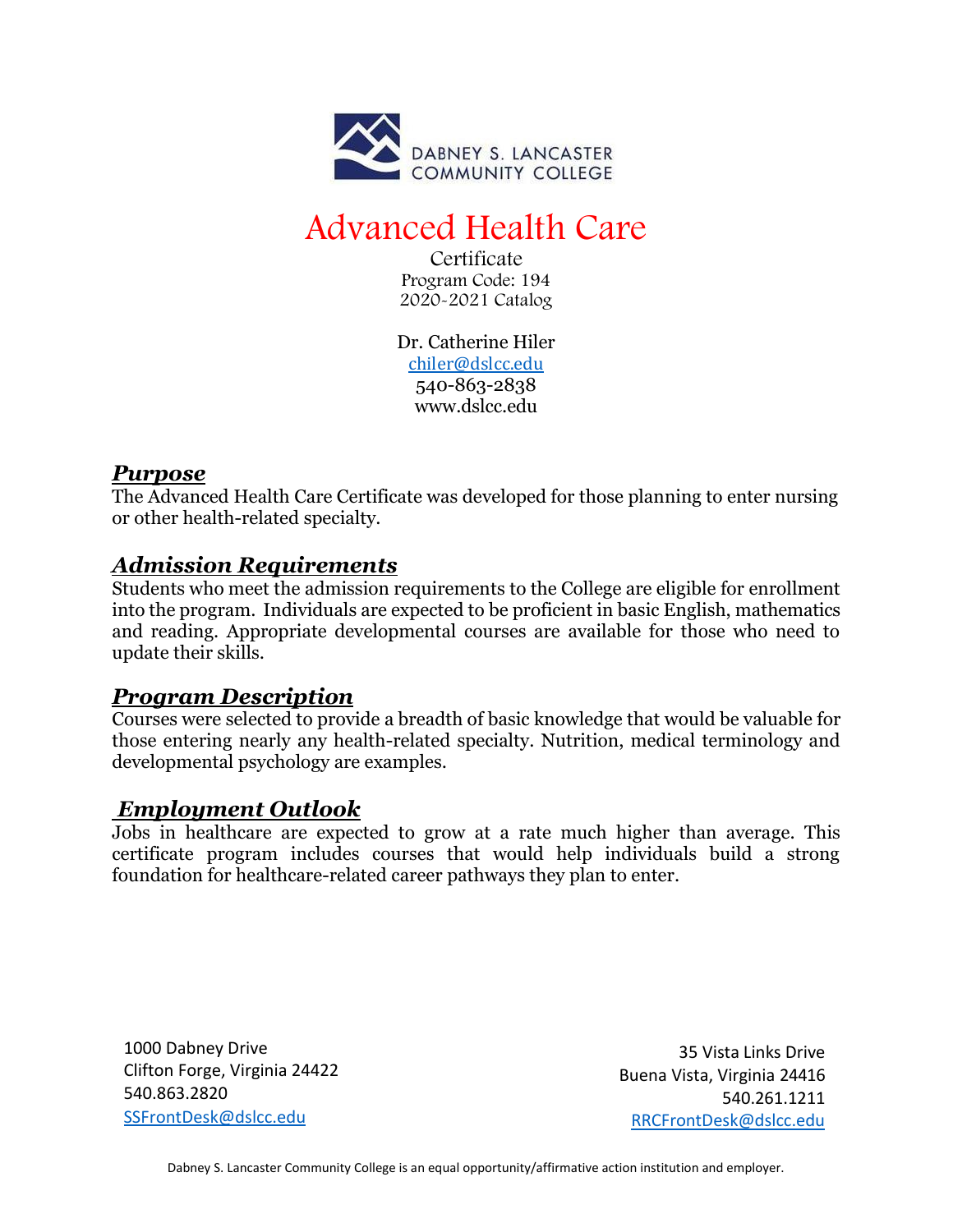DABNEY S. LANCASTER COMMUNITY COLLEGE

# Advanced Health Care

Certificate
Program Code: 194
2020-2021 Catalog

Dr. Catherine Hiler
chiler@dslcc.edu
540-863-2838
www.dslcc.edu

## *Purpose*

The Advanced Health Care Certificate was developed for those planning to enter nursing or other health-related specialty.

## *Admission Requirements*

Students who meet the admission requirements to the College are eligible for enrollment into the program. Individuals are expected to be proficient in basic English, mathematics and reading. Appropriate developmental courses are available for those who need to update their skills.

## *Program Description*

Courses were selected to provide a breadth of basic knowledge that would be valuable for those entering nearly any health-related specialty. Nutrition, medical terminology and developmental psychology are examples.

## *Employment Outlook*

Jobs in healthcare are expected to grow at a rate much higher than average. This certificate program includes courses that would help individuals build a strong foundation for healthcare-related career pathways they plan to enter.

1000 Dabney Drive
Clifton Forge, Virginia 24422
540.863.2820
SSFrontDesk@dslcc.edu

35 Vista Links Drive
Buena Vista, Virginia 24416
540.261.1211
RRCFrontDesk@dslcc.edu

Dabney S. Lancaster Community College is an equal opportunity/affirmative action institution and employer.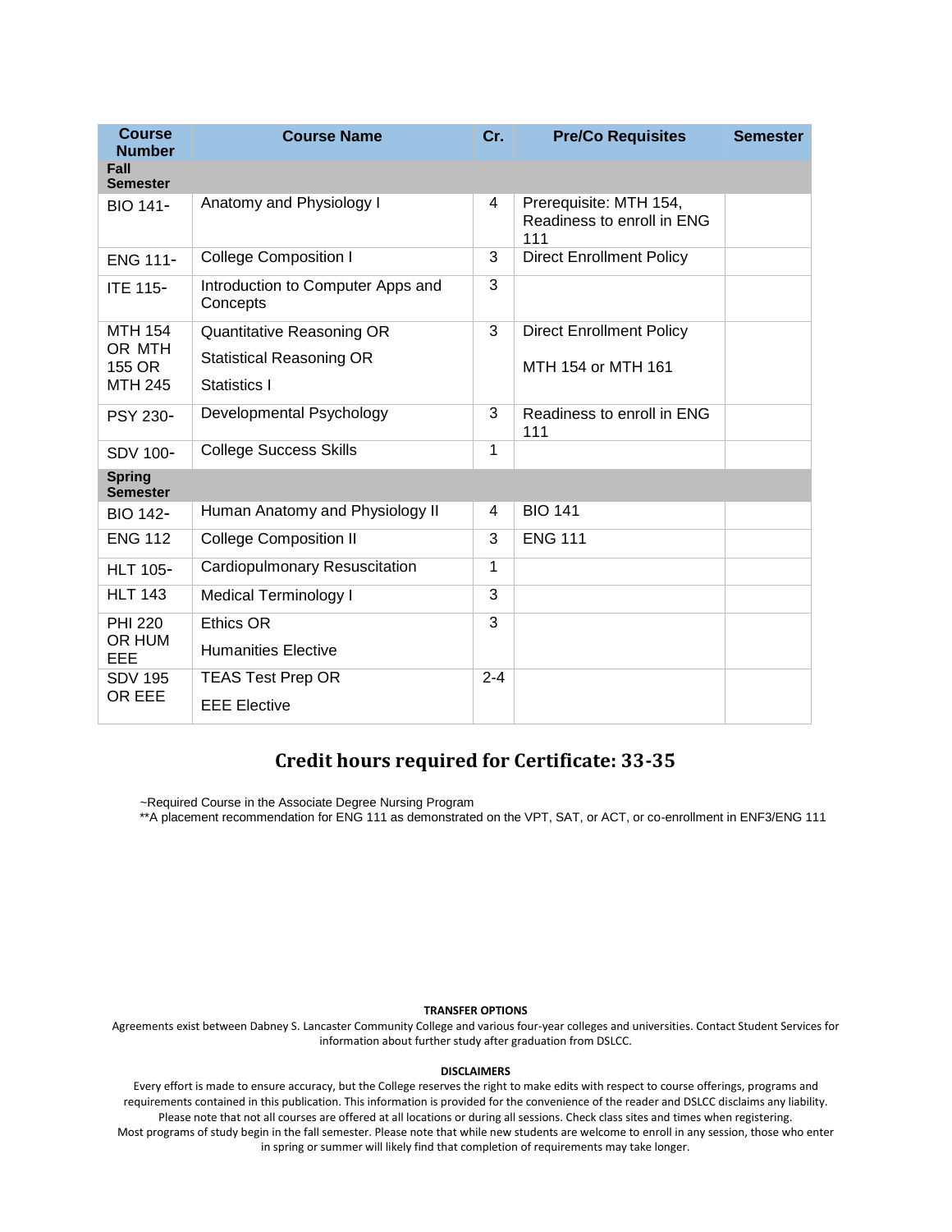| Course Number | Course Name | Cr. | Pre/Co Requisites | Semester |
|---|---|---|---|---|
| **Fall Semester** | | | | |
| BIO 141- | Anatomy and Physiology I | 4 | Prerequisite: MTH 154, Readiness to enroll in ENG 111 | |
| ENG 111- | College Composition I | 3 | Direct Enrollment Policy | |
| ITE 115- | Introduction to Computer Apps and Concepts | 3 | | |
| MTH 154 OR MTH 155 OR MTH 245 | Quantitative Reasoning OR<br>Statistical Reasoning OR<br>Statistics I | 3 | Direct Enrollment Policy<br>MTH 154 or MTH 161 | |
| PSY 230- | Developmental Psychology | 3 | Readiness to enroll in ENG 111 | |
| SDV 100- | College Success Skills | 1 | | |
| **Spring Semester** | | | | |
| BIO 142- | Human Anatomy and Physiology II | 4 | BIO 141 | |
| ENG 112 | College Composition II | 3 | ENG 111 | |
| HLT 105- | Cardiopulmonary Resuscitation | 1 | | |
| HLT 143 | Medical Terminology I | 3 | | |
| PHI 220 OR HUM EEE | Ethics OR<br>Humanities Elective | 3 | | |
| SDV 195 OR EEE | TEAS Test Prep OR<br>EEE Elective | 2-4 | | |

## Credit hours required for Certificate: 33-35

~Required Course in the Associate Degree Nursing Program

**A placement recommendation for ENG 111 as demonstrated on the VPT, SAT, or ACT, or co-enrollment in ENF3/ENG 111

**TRANSFER OPTIONS**

Agreements exist between Dabney S. Lancaster Community College and various four-year colleges and universities. Contact Student Services for information about further study after graduation from DSLCC.

**DISCLAIMERS**

Every effort is made to ensure accuracy, but the College reserves the right to make edits with respect to course offerings, programs and requirements contained in this publication. This information is provided for the convenience of the reader and DSLCC disclaims any liability. Please note that not all courses are offered at all locations or during all sessions. Check class sites and times when registering. Most programs of study begin in the fall semester. Please note that while new students are welcome to enroll in any session, those who enter in spring or summer will likely find that completion of requirements may take longer.